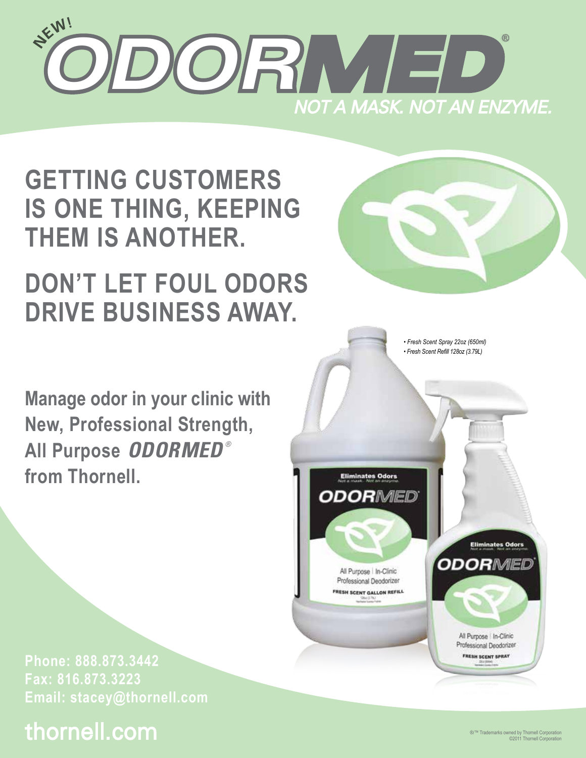# NEW! ODORMED®

*NOT A MASK. NOT AN ENZYME.*

## GETTING CUSTOMERS IS ONE THING, KEEPING THEM IS ANOTHER.

## DON'T LET FOUL ODORS DRIVE BUSINESS AWAY.

**Manage odor in your clinic with New, Professional Strength, All Purpose *ODORMED*® from Thornell.**

- *Fresh Scent Spray 22oz (650ml)*
- *Fresh Scent Refill 128oz (3.79L)*

**Phone: 888.873.3442**
**Fax: 816.873.3223**
**Email: stacey@thornell.com**

## thornell.com

®/™ Trademarks owned by Thornell Corporation
©2011 Thornell Corporation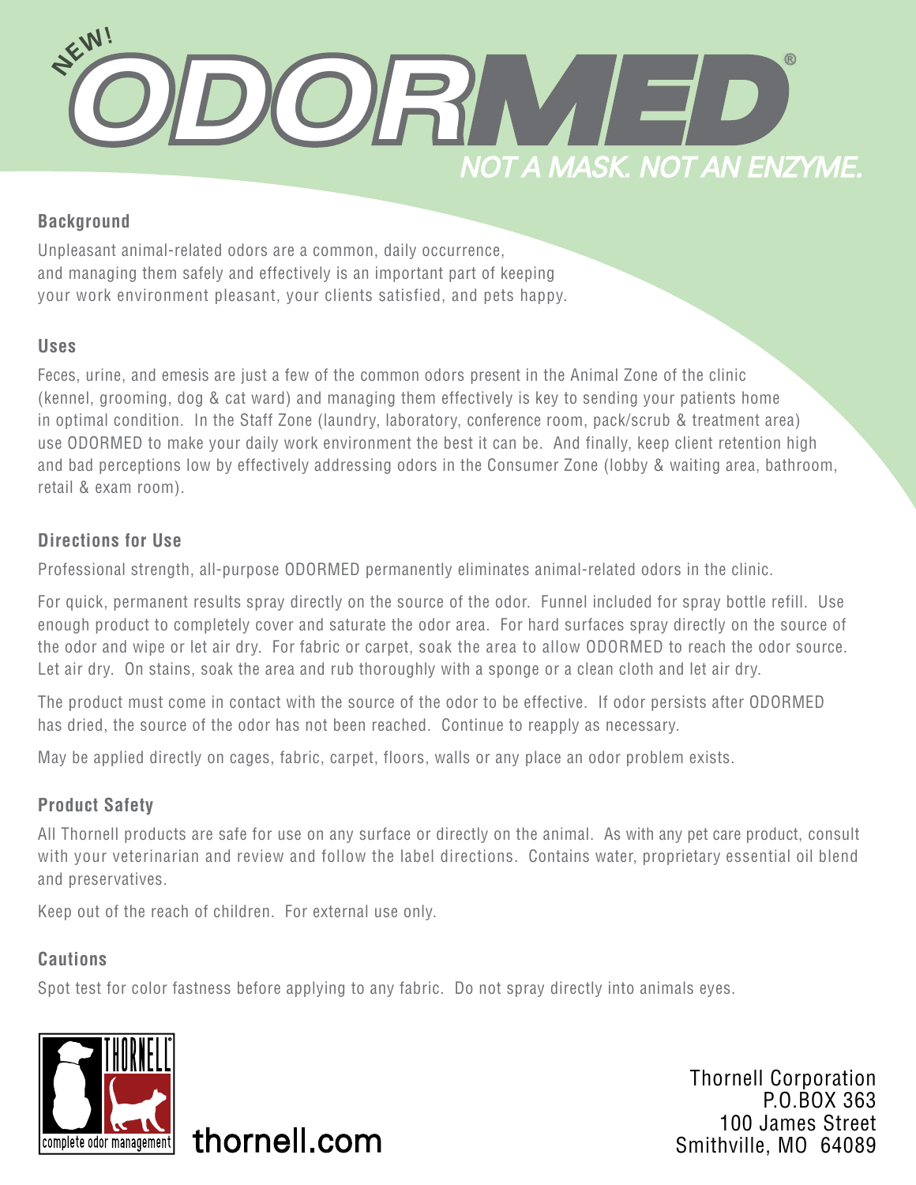NEW!

# ODORMED®

*NOT A MASK. NOT AN ENZYME.*

## Background

Unpleasant animal-related odors are a common, daily occurrence, and managing them safely and effectively is an important part of keeping your work environment pleasant, your clients satisfied, and pets happy.

## Uses

Feces, urine, and emesis are just a few of the common odors present in the Animal Zone of the clinic (kennel, grooming, dog & cat ward) and managing them effectively is key to sending your patients home in optimal condition. In the Staff Zone (laundry, laboratory, conference room, pack/scrub & treatment area) use ODORMED to make your daily work environment the best it can be. And finally, keep client retention high and bad perceptions low by effectively addressing odors in the Consumer Zone (lobby & waiting area, bathroom, retail & exam room).

## Directions for Use

Professional strength, all-purpose ODORMED permanently eliminates animal-related odors in the clinic.

For quick, permanent results spray directly on the source of the odor. Funnel included for spray bottle refill. Use enough product to completely cover and saturate the odor area. For hard surfaces spray directly on the source of the odor and wipe or let air dry. For fabric or carpet, soak the area to allow ODORMED to reach the odor source. Let air dry. On stains, soak the area and rub thoroughly with a sponge or a clean cloth and let air dry.

The product must come in contact with the source of the odor to be effective. If odor persists after ODORMED has dried, the source of the odor has not been reached. Continue to reapply as necessary.

May be applied directly on cages, fabric, carpet, floors, walls or any place an odor problem exists.

## Product Safety

All Thornell products are safe for use on any surface or directly on the animal. As with any pet care product, consult with your veterinarian and review and follow the label directions. Contains water, proprietary essential oil blend and preservatives.

Keep out of the reach of children. For external use only.

## Cautions

Spot test for color fastness before applying to any fabric. Do not spray directly into animals eyes.

THORNELL®
complete odor management

thornell.com

Thornell Corporation
P.O.BOX 363
100 James Street
Smithville, MO 64089